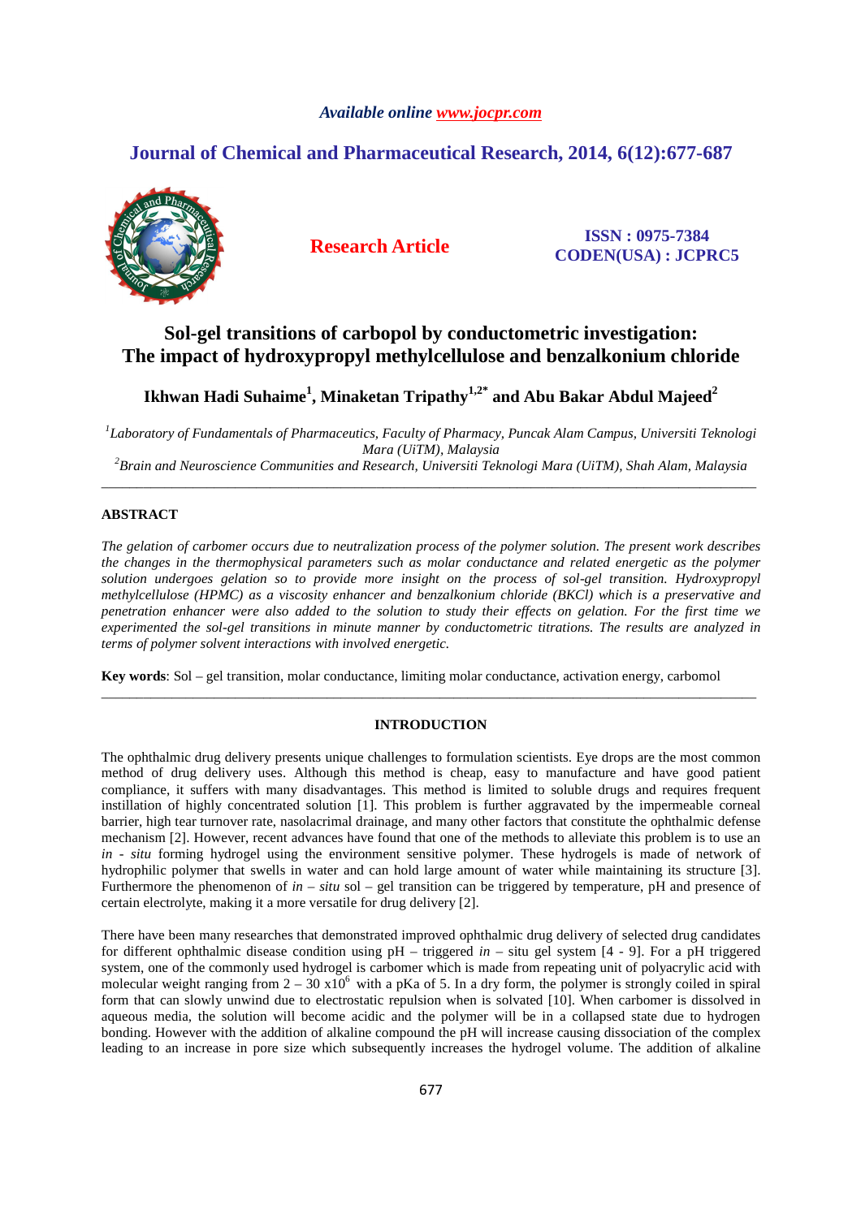# Sol-gel transitions of carbopol by conductometric investigation: The impact of hydroxypropyl methylcellulose and benzalkonium chloride

**Ikhwan Hadi Suhaime[1], Minaketan Tripathy[1,2*] and Abu Bakar Abdul Majeed[2]**

*[1]Laboratory of Fundamentals of Pharmaceutics, Faculty of Pharmacy, Puncak Alam Campus, Universiti Teknologi Mara (UiTM), Malaysia*

*[2]Brain and Neuroscience Communities and Research, Universiti Teknologi Mara (UiTM), Shah Alam, Malaysia*

---

## ABSTRACT

*The gelation of carbomer occurs due to neutralization process of the polymer solution. The present work describes the changes in the thermophysical parameters such as molar conductance and related energetic as the polymer solution undergoes gelation so to provide more insight on the process of sol-gel transition. Hydroxypropyl methylcellulose (HPMC) as a viscosity enhancer and benzalkonium chloride (BKCl) which is a preservative and penetration enhancer were also added to the solution to study their effects on gelation. For the first time we experimented the sol-gel transitions in minute manner by conductometric titrations. The results are analyzed in terms of polymer solvent interactions with involved energetic.*

**Key words**: Sol – gel transition, molar conductance, limiting molar conductance, activation energy, carbomol

---

## INTRODUCTION

The ophthalmic drug delivery presents unique challenges to formulation scientists. Eye drops are the most common method of drug delivery uses. Although this method is cheap, easy to manufacture and have good patient compliance, it suffers with many disadvantages. This method is limited to soluble drugs and requires frequent instillation of highly concentrated solution [1]. This problem is further aggravated by the impermeable corneal barrier, high tear turnover rate, nasolacrimal drainage, and many other factors that constitute the ophthalmic defense mechanism [2]. However, recent advances have found that one of the methods to alleviate this problem is to use an *in - situ* forming hydrogel using the environment sensitive polymer. These hydrogels is made of network of hydrophilic polymer that swells in water and can hold large amount of water while maintaining its structure [3]. Furthermore the phenomenon of *in – situ* sol – gel transition can be triggered by temperature, pH and presence of certain electrolyte, making it a more versatile for drug delivery [2].

There have been many researches that demonstrated improved ophthalmic drug delivery of selected drug candidates for different ophthalmic disease condition using pH – triggered *in* – situ gel system [4 - 9]. For a pH triggered system, one of the commonly used hydrogel is carbomer which is made from repeating unit of polyacrylic acid with molecular weight ranging from 2 – 30 $x10^6$ with a pKa of 5. In a dry form, the polymer is strongly coiled in spiral form that can slowly unwind due to electrostatic repulsion when is solvated [10]. When carbomer is dissolved in aqueous media, the solution will become acidic and the polymer will be in a collapsed state due to hydrogen bonding. However with the addition of alkaline compound the pH will increase causing dissociation of the complex leading to an increase in pore size which subsequently increases the hydrogel volume. The addition of alkaline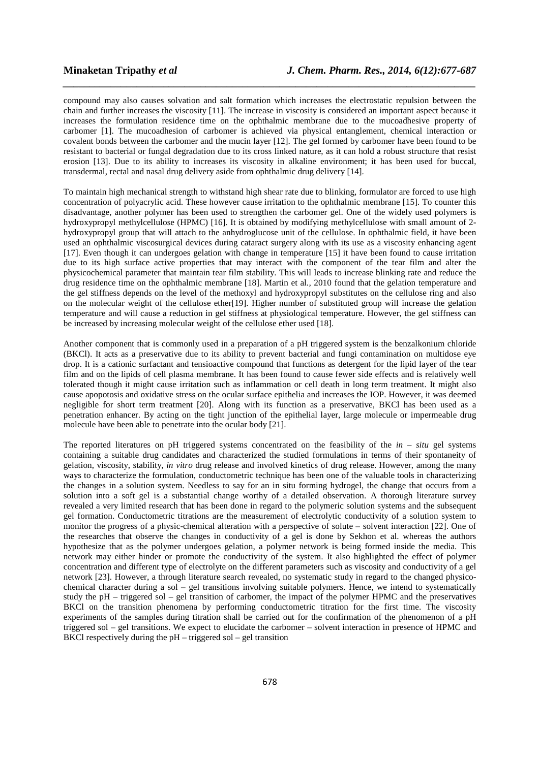compound may also causes solvation and salt formation which increases the electrostatic repulsion between the chain and further increases the viscosity [11]. The increase in viscosity is considered an important aspect because it increases the formulation residence time on the ophthalmic membrane due to the mucoadhesive property of carbomer [1]. The mucoadhesion of carbomer is achieved via physical entanglement, chemical interaction or covalent bonds between the carbomer and the mucin layer [12]. The gel formed by carbomer have been found to be resistant to bacterial or fungal degradation due to its cross linked nature, as it can hold a robust structure that resist erosion [13]. Due to its ability to increases its viscosity in alkaline environment; it has been used for buccal, transdermal, rectal and nasal drug delivery aside from ophthalmic drug delivery [14].

To maintain high mechanical strength to withstand high shear rate due to blinking, formulator are forced to use high concentration of polyacrylic acid. These however cause irritation to the ophthalmic membrane [15]. To counter this disadvantage, another polymer has been used to strengthen the carbomer gel. One of the widely used polymers is hydroxypropyl methylcellulose (HPMC) [16]. It is obtained by modifying methylcellulose with small amount of 2-hydroxypropyl group that will attach to the anhydroglucose unit of the cellulose. In ophthalmic field, it have been used an ophthalmic viscosurgical devices during cataract surgery along with its use as a viscosity enhancing agent [17]. Even though it can undergoes gelation with change in temperature [15] it have been found to cause irritation due to its high surface active properties that may interact with the component of the tear film and alter the physicochemical parameter that maintain tear film stability. This will leads to increase blinking rate and reduce the drug residence time on the ophthalmic membrane [18]. Martin et al., 2010 found that the gelation temperature and the gel stiffness depends on the level of the methoxyl and hydroxypropyl substitutes on the cellulose ring and also on the molecular weight of the cellulose ether[19]. Higher number of substituted group will increase the gelation temperature and will cause a reduction in gel stiffness at physiological temperature. However, the gel stiffness can be increased by increasing molecular weight of the cellulose ether used [18].

Another component that is commonly used in a preparation of a pH triggered system is the benzalkonium chloride (BKCl). It acts as a preservative due to its ability to prevent bacterial and fungi contamination on multidose eye drop. It is a cationic surfactant and tensioactive compound that functions as detergent for the lipid layer of the tear film and on the lipids of cell plasma membrane. It has been found to cause fewer side effects and is relatively well tolerated though it might cause irritation such as inflammation or cell death in long term treatment. It might also cause apopotosis and oxidative stress on the ocular surface epithelia and increases the IOP. However, it was deemed negligible for short term treatment [20]. Along with its function as a preservative, BKCl has been used as a penetration enhancer. By acting on the tight junction of the epithelial layer, large molecule or impermeable drug molecule have been able to penetrate into the ocular body [21].

The reported literatures on pH triggered systems concentrated on the feasibility of the *in – situ* gel systems containing a suitable drug candidates and characterized the studied formulations in terms of their spontaneity of gelation, viscosity, stability, *in vitro* drug release and involved kinetics of drug release. However, among the many ways to characterize the formulation, conductometric technique has been one of the valuable tools in characterizing the changes in a solution system. Needless to say for an in situ forming hydrogel, the change that occurs from a solution into a soft gel is a substantial change worthy of a detailed observation. A thorough literature survey revealed a very limited research that has been done in regard to the polymeric solution systems and the subsequent gel formation. Conductometric titrations are the measurement of electrolytic conductivity of a solution system to monitor the progress of a physic-chemical alteration with a perspective of solute – solvent interaction [22]. One of the researches that observe the changes in conductivity of a gel is done by Sekhon et al. whereas the authors hypothesize that as the polymer undergoes gelation, a polymer network is being formed inside the media. This network may either hinder or promote the conductivity of the system. It also highlighted the effect of polymer concentration and different type of electrolyte on the different parameters such as viscosity and conductivity of a gel network [23]. However, a through literature search revealed, no systematic study in regard to the changed physico-chemical character during a sol – gel transitions involving suitable polymers. Hence, we intend to systematically study the pH – triggered sol – gel transition of carbomer, the impact of the polymer HPMC and the preservatives BKCl on the transition phenomena by performing conductometric titration for the first time. The viscosity experiments of the samples during titration shall be carried out for the confirmation of the phenomenon of a pH triggered sol – gel transitions. We expect to elucidate the carbomer – solvent interaction in presence of HPMC and BKCl respectively during the pH – triggered sol – gel transition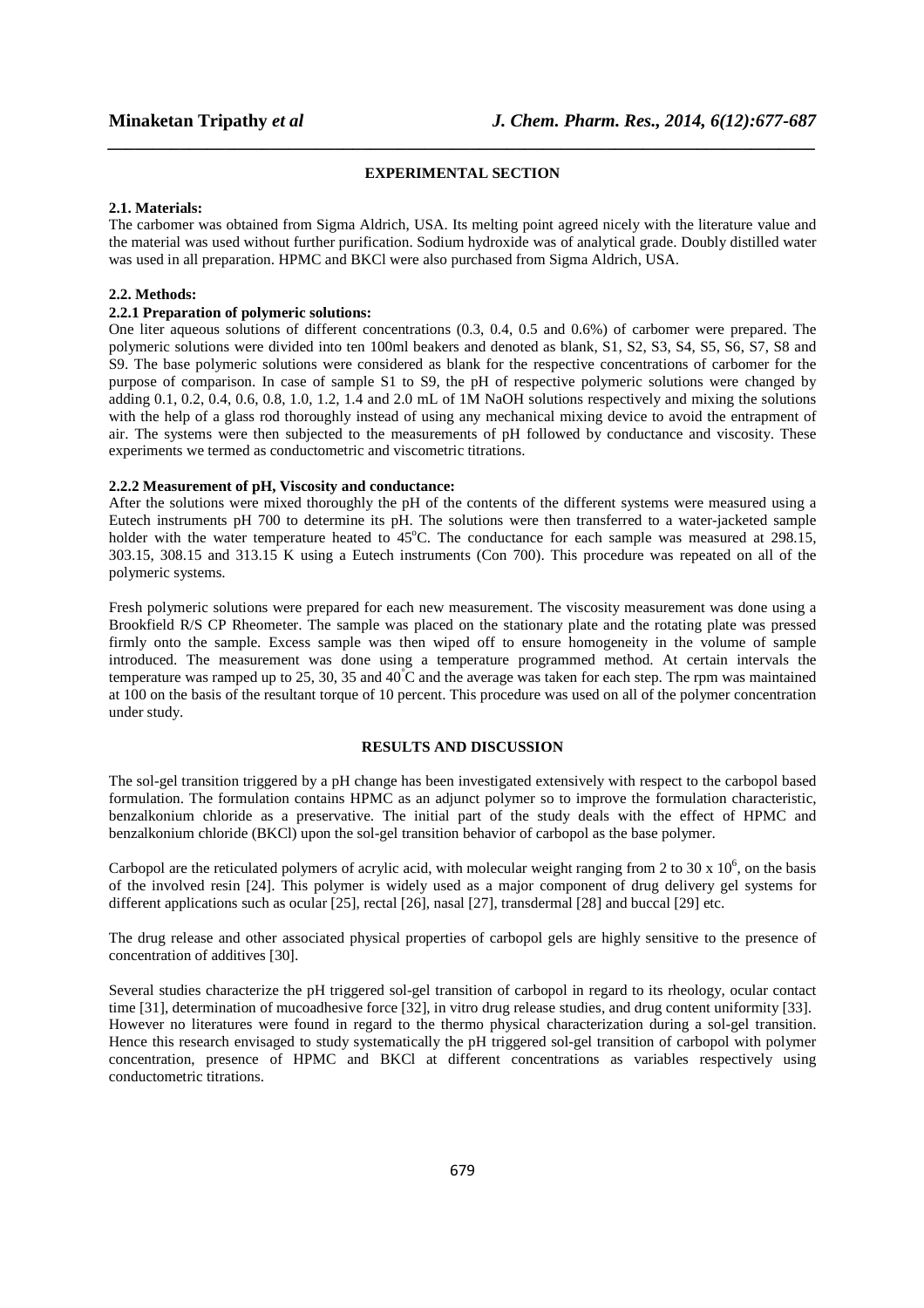## EXPERIMENTAL SECTION

### 2.1. Materials:

The carbomer was obtained from Sigma Aldrich, USA. Its melting point agreed nicely with the literature value and the material was used without further purification. Sodium hydroxide was of analytical grade. Doubly distilled water was used in all preparation. HPMC and BKCl were also purchased from Sigma Aldrich, USA.

### 2.2. Methods:

#### 2.2.1 Preparation of polymeric solutions:

One liter aqueous solutions of different concentrations (0.3, 0.4, 0.5 and 0.6%) of carbomer were prepared. The polymeric solutions were divided into ten 100ml beakers and denoted as blank, S1, S2, S3, S4, S5, S6, S7, S8 and S9. The base polymeric solutions were considered as blank for the respective concentrations of carbomer for the purpose of comparison. In case of sample S1 to S9, the pH of respective polymeric solutions were changed by adding 0.1, 0.2, 0.4, 0.6, 0.8, 1.0, 1.2, 1.4 and 2.0 mL of 1M NaOH solutions respectively and mixing the solutions with the help of a glass rod thoroughly instead of using any mechanical mixing device to avoid the entrapment of air. The systems were then subjected to the measurements of pH followed by conductance and viscosity. These experiments we termed as conductometric and viscometric titrations.

#### 2.2.2 Measurement of pH, Viscosity and conductance:

After the solutions were mixed thoroughly the pH of the contents of the different systems were measured using a Eutech instruments pH 700 to determine its pH. The solutions were then transferred to a water-jacketed sample holder with the water temperature heated to 45°C. The conductance for each sample was measured at 298.15, 303.15, 308.15 and 313.15 K using a Eutech instruments (Con 700). This procedure was repeated on all of the polymeric systems.

Fresh polymeric solutions were prepared for each new measurement. The viscosity measurement was done using a Brookfield R/S CP Rheometer. The sample was placed on the stationary plate and the rotating plate was pressed firmly onto the sample. Excess sample was then wiped off to ensure homogeneity in the volume of sample introduced. The measurement was done using a temperature programmed method. At certain intervals the temperature was ramped up to 25, 30, 35 and 40°C and the average was taken for each step. The rpm was maintained at 100 on the basis of the resultant torque of 10 percent. This procedure was used on all of the polymer concentration under study.

## RESULTS AND DISCUSSION

The sol-gel transition triggered by a pH change has been investigated extensively with respect to the carbopol based formulation. The formulation contains HPMC as an adjunct polymer so to improve the formulation characteristic, benzalkonium chloride as a preservative. The initial part of the study deals with the effect of HPMC and benzalkonium chloride (BKCl) upon the sol-gel transition behavior of carbopol as the base polymer.

Carbopol are the reticulated polymers of acrylic acid, with molecular weight ranging from 2 to 30 x $10^6$, on the basis of the involved resin [24]. This polymer is widely used as a major component of drug delivery gel systems for different applications such as ocular [25], rectal [26], nasal [27], transdermal [28] and buccal [29] etc.

The drug release and other associated physical properties of carbopol gels are highly sensitive to the presence of concentration of additives [30].

Several studies characterize the pH triggered sol-gel transition of carbopol in regard to its rheology, ocular contact time [31], determination of mucoadhesive force [32], in vitro drug release studies, and drug content uniformity [33]. However no literatures were found in regard to the thermo physical characterization during a sol-gel transition. Hence this research envisaged to study systematically the pH triggered sol-gel transition of carbopol with polymer concentration, presence of HPMC and BKCl at different concentrations as variables respectively using conductometric titrations.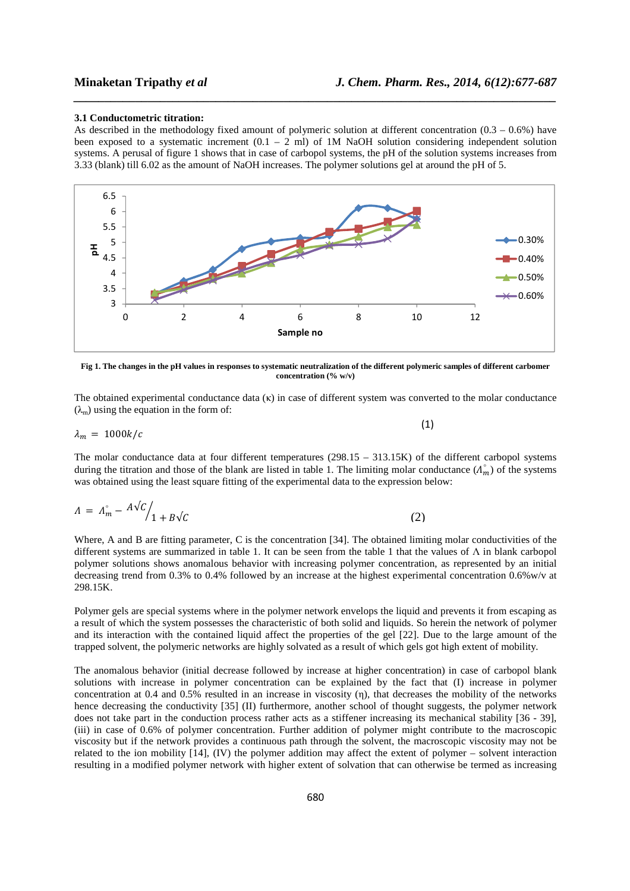### 3.1 Conductometric titration:

As described in the methodology fixed amount of polymeric solution at different concentration (0.3 – 0.6%) have been exposed to a systematic increment (0.1 – 2 ml) of 1M NaOH solution considering independent solution systems. A perusal of figure 1 shows that in case of carbopol systems, the pH of the solution systems increases from 3.33 (blank) till 6.02 as the amount of NaOH increases. The polymer solutions gel at around the pH of 5.

**Fig 1. The changes in the pH values in responses to systematic neutralization of the different polymeric samples of different carbomer concentration (% w/v)**

The obtained experimental conductance data (κ) in case of different system was converted to the molar conductance ($\lambda_m$) using the equation in the form of:

$$\lambda_m = 1000k/c \tag{1}$$

The molar conductance data at four different temperatures (298.15 – 313.15K) of the different carbopol systems during the titration and those of the blank are listed in table 1. The limiting molar conductance ($\Lambda_m^{\circ}$) of the systems was obtained using the least square fitting of the experimental data to the expression below:

$$\Lambda = \Lambda_m^{\circ} - \frac{A\sqrt{C}}{1 + B\sqrt{C}} \tag{2}$$

Where, A and B are fitting parameter, C is the concentration [34]. The obtained limiting molar conductivities of the different systems are summarized in table 1. It can be seen from the table 1 that the values of Λ in blank carbopol polymer solutions shows anomalous behavior with increasing polymer concentration, as represented by an initial decreasing trend from 0.3% to 0.4% followed by an increase at the highest experimental concentration 0.6%w/v at 298.15K.

Polymer gels are special systems where in the polymer network envelops the liquid and prevents it from escaping as a result of which the system possesses the characteristic of both solid and liquids. So herein the network of polymer and its interaction with the contained liquid affect the properties of the gel [22]. Due to the large amount of the trapped solvent, the polymeric networks are highly solvated as a result of which gels got high extent of mobility.

The anomalous behavior (initial decrease followed by increase at higher concentration) in case of carbopol blank solutions with increase in polymer concentration can be explained by the fact that (I) increase in polymer concentration at 0.4 and 0.5% resulted in an increase in viscosity (η), that decreases the mobility of the networks hence decreasing the conductivity [35] (II) furthermore, another school of thought suggests, the polymer network does not take part in the conduction process rather acts as a stiffener increasing its mechanical stability [36 - 39], (iii) in case of 0.6% of polymer concentration. Further addition of polymer might contribute to the macroscopic viscosity but if the network provides a continuous path through the solvent, the macroscopic viscosity may not be related to the ion mobility [14], (IV) the polymer addition may affect the extent of polymer – solvent interaction resulting in a modified polymer network with higher extent of solvation that can otherwise be termed as increasing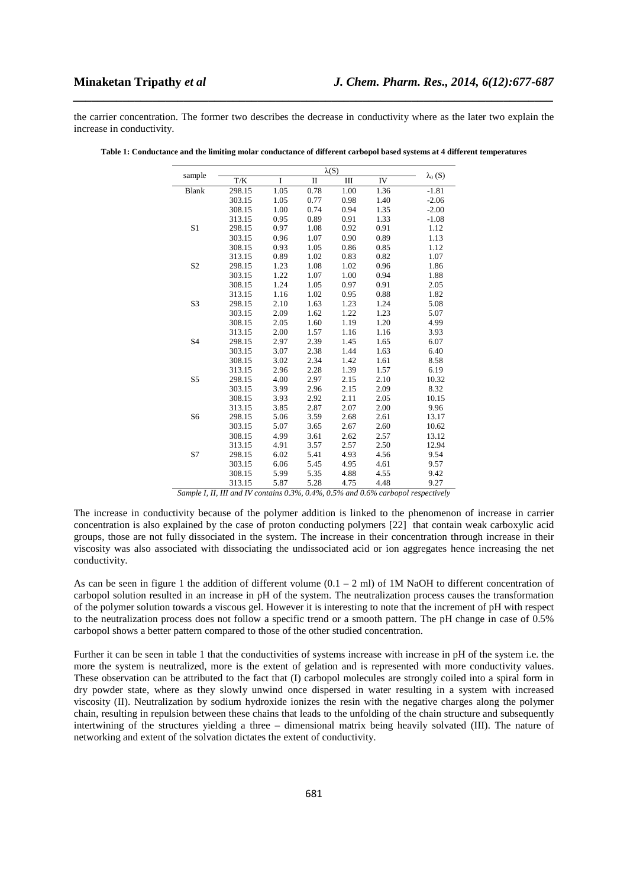the carrier concentration. The former two describes the decrease in conductivity where as the later two explain the increase in conductivity.

**Table 1: Conductance and the limiting molar conductance of different carbopol based systems at 4 different temperatures**

| sample | $\lambda$(S) | | | | | $\lambda_0$ (S) |
|---|---|---|---|---|---|---|
| | T/K | I | II | III | IV | |
| Blank | 298.15 | 1.05 | 0.78 | 1.00 | 1.36 | -1.81 |
| | 303.15 | 1.05 | 0.77 | 0.98 | 1.40 | -2.06 |
| | 308.15 | 1.00 | 0.74 | 0.94 | 1.35 | -2.00 |
| | 313.15 | 0.95 | 0.89 | 0.91 | 1.33 | -1.08 |
| S1 | 298.15 | 0.97 | 1.08 | 0.92 | 0.91 | 1.12 |
| | 303.15 | 0.96 | 1.07 | 0.90 | 0.89 | 1.13 |
| | 308.15 | 0.93 | 1.05 | 0.86 | 0.85 | 1.12 |
| | 313.15 | 0.89 | 1.02 | 0.83 | 0.82 | 1.07 |
| S2 | 298.15 | 1.23 | 1.08 | 1.02 | 0.96 | 1.86 |
| | 303.15 | 1.22 | 1.07 | 1.00 | 0.94 | 1.88 |
| | 308.15 | 1.24 | 1.05 | 0.97 | 0.91 | 2.05 |
| | 313.15 | 1.16 | 1.02 | 0.95 | 0.88 | 1.82 |
| S3 | 298.15 | 2.10 | 1.63 | 1.23 | 1.24 | 5.08 |
| | 303.15 | 2.09 | 1.62 | 1.22 | 1.23 | 5.07 |
| | 308.15 | 2.05 | 1.60 | 1.19 | 1.20 | 4.99 |
| | 313.15 | 2.00 | 1.57 | 1.16 | 1.16 | 3.93 |
| S4 | 298.15 | 2.97 | 2.39 | 1.45 | 1.65 | 6.07 |
| | 303.15 | 3.07 | 2.38 | 1.44 | 1.63 | 6.40 |
| | 308.15 | 3.02 | 2.34 | 1.42 | 1.61 | 8.58 |
| | 313.15 | 2.96 | 2.28 | 1.39 | 1.57 | 6.19 |
| S5 | 298.15 | 4.00 | 2.97 | 2.15 | 2.10 | 10.32 |
| | 303.15 | 3.99 | 2.96 | 2.15 | 2.09 | 8.32 |
| | 308.15 | 3.93 | 2.92 | 2.11 | 2.05 | 10.15 |
| | 313.15 | 3.85 | 2.87 | 2.07 | 2.00 | 9.96 |
| S6 | 298.15 | 5.06 | 3.59 | 2.68 | 2.61 | 13.17 |
| | 303.15 | 5.07 | 3.65 | 2.67 | 2.60 | 10.62 |
| | 308.15 | 4.99 | 3.61 | 2.62 | 2.57 | 13.12 |
| | 313.15 | 4.91 | 3.57 | 2.57 | 2.50 | 12.94 |
| S7 | 298.15 | 6.02 | 5.41 | 4.93 | 4.56 | 9.54 |
| | 303.15 | 6.06 | 5.45 | 4.95 | 4.61 | 9.57 |
| | 308.15 | 5.99 | 5.35 | 4.88 | 4.55 | 9.42 |
| | 313.15 | 5.87 | 5.28 | 4.75 | 4.48 | 9.27 |

*Sample I, II, III and IV contains 0.3%, 0.4%, 0.5% and 0.6% carbopol respectively*

The increase in conductivity because of the polymer addition is linked to the phenomenon of increase in carrier concentration is also explained by the case of proton conducting polymers [22] that contain weak carboxylic acid groups, those are not fully dissociated in the system. The increase in their concentration through increase in their viscosity was also associated with dissociating the undissociated acid or ion aggregates hence increasing the net conductivity.

As can be seen in figure 1 the addition of different volume (0.1 – 2 ml) of 1M NaOH to different concentration of carbopol solution resulted in an increase in pH of the system. The neutralization process causes the transformation of the polymer solution towards a viscous gel. However it is interesting to note that the increment of pH with respect to the neutralization process does not follow a specific trend or a smooth pattern. The pH change in case of 0.5% carbopol shows a better pattern compared to those of the other studied concentration.

Further it can be seen in table 1 that the conductivities of systems increase with increase in pH of the system i.e. the more the system is neutralized, more is the extent of gelation and is represented with more conductivity values. These observation can be attributed to the fact that (I) carbopol molecules are strongly coiled into a spiral form in dry powder state, where as they slowly unwind once dispersed in water resulting in a system with increased viscosity (II). Neutralization by sodium hydroxide ionizes the resin with the negative charges along the polymer chain, resulting in repulsion between these chains that leads to the unfolding of the chain structure and subsequently intertwining of the structures yielding a three – dimensional matrix being heavily solvated (III). The nature of networking and extent of the solvation dictates the extent of conductivity.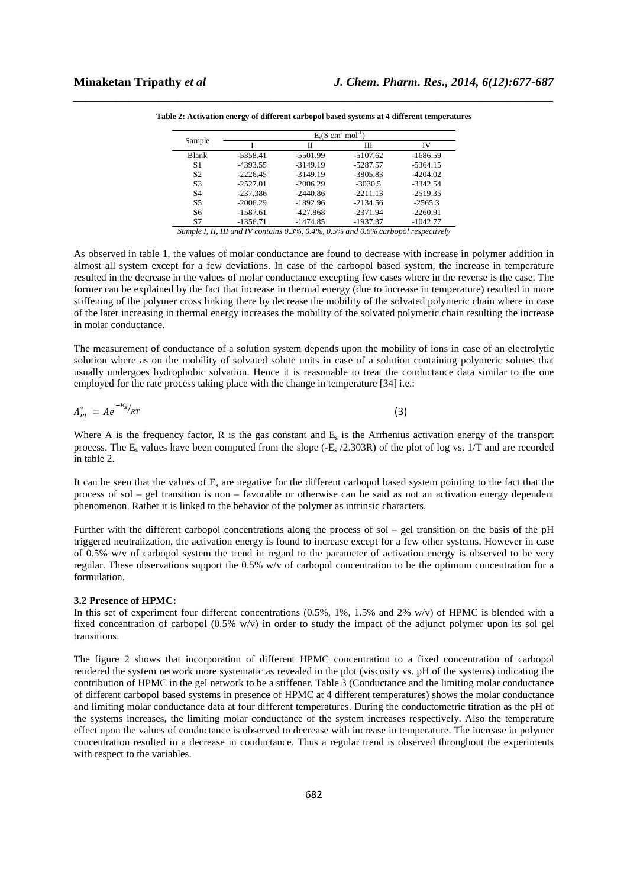**Table 2: Activation energy of different carbopol based systems at 4 different temperatures**

| Sample | $E_s$(S cm$^2$ mol$^{-1}$) | | | |
|---|---|---|---|---|
| | I | II | III | IV |
| Blank | -5358.41 | -5501.99 | -5107.62 | -1686.59 |
| S1 | -4393.55 | -3149.19 | -5287.57 | -5364.15 |
| S2 | -2226.45 | -3149.19 | -3805.83 | -4204.02 |
| S3 | -2527.01 | -2006.29 | -3030.5 | -3342.54 |
| S4 | -237.386 | -2440.86 | -2211.13 | -2519.35 |
| S5 | -2006.29 | -1892.96 | -2134.56 | -2565.3 |
| S6 | -1587.61 | -427.868 | -2371.94 | -2260.91 |
| S7 | -1356.71 | -1474.85 | -1937.37 | -1042.77 |

*Sample I, II, III and IV contains 0.3%, 0.4%, 0.5% and 0.6% carbopol respectively*

As observed in table 1, the values of molar conductance are found to decrease with increase in polymer addition in almost all system except for a few deviations. In case of the carbopol based system, the increase in temperature resulted in the decrease in the values of molar conductance excepting few cases where in the reverse is the case. The former can be explained by the fact that increase in thermal energy (due to increase in temperature) resulted in more stiffening of the polymer cross linking there by decrease the mobility of the solvated polymeric chain where in case of the later increasing in thermal energy increases the mobility of the solvated polymeric chain resulting the increase in molar conductance.

The measurement of conductance of a solution system depends upon the mobility of ions in case of an electrolytic solution where as on the mobility of solvated solute units in case of a solution containing polymeric solutes that usually undergoes hydrophobic solvation. Hence it is reasonable to treat the conductance data similar to the one employed for the rate process taking place with the change in temperature [34] i.e.:

$$\Lambda_m^{\circ} = Ae^{-E_s/RT} \quad (3)$$

Where A is the frequency factor, R is the gas constant and $E_s$ is the Arrhenius activation energy of the transport process. The $E_s$ values have been computed from the slope ($-E_s/2.303R$) of the plot of log vs. 1/T and are recorded in table 2.

It can be seen that the values of $E_s$ are negative for the different carbopol based system pointing to the fact that the process of sol – gel transition is non – favorable or otherwise can be said as not an activation energy dependent phenomenon. Rather it is linked to the behavior of the polymer as intrinsic characters.

Further with the different carbopol concentrations along the process of sol – gel transition on the basis of the pH triggered neutralization, the activation energy is found to increase except for a few other systems. However in case of 0.5% w/v of carbopol system the trend in regard to the parameter of activation energy is observed to be very regular. These observations support the 0.5% w/v of carbopol concentration to be the optimum concentration for a formulation.

### 3.2 Presence of HPMC:

In this set of experiment four different concentrations (0.5%, 1%, 1.5% and 2% w/v) of HPMC is blended with a fixed concentration of carbopol (0.5% w/v) in order to study the impact of the adjunct polymer upon its sol gel transitions.

The figure 2 shows that incorporation of different HPMC concentration to a fixed concentration of carbopol rendered the system network more systematic as revealed in the plot (viscosity vs. pH of the systems) indicating the contribution of HPMC in the gel network to be a stiffener. Table 3 (Conductance and the limiting molar conductance of different carbopol based systems in presence of HPMC at 4 different temperatures) shows the molar conductance and limiting molar conductance data at four different temperatures. During the conductometric titration as the pH of the systems increases, the limiting molar conductance of the system increases respectively. Also the temperature effect upon the values of conductance is observed to decrease with increase in temperature. The increase in polymer concentration resulted in a decrease in conductance. Thus a regular trend is observed throughout the experiments with respect to the variables.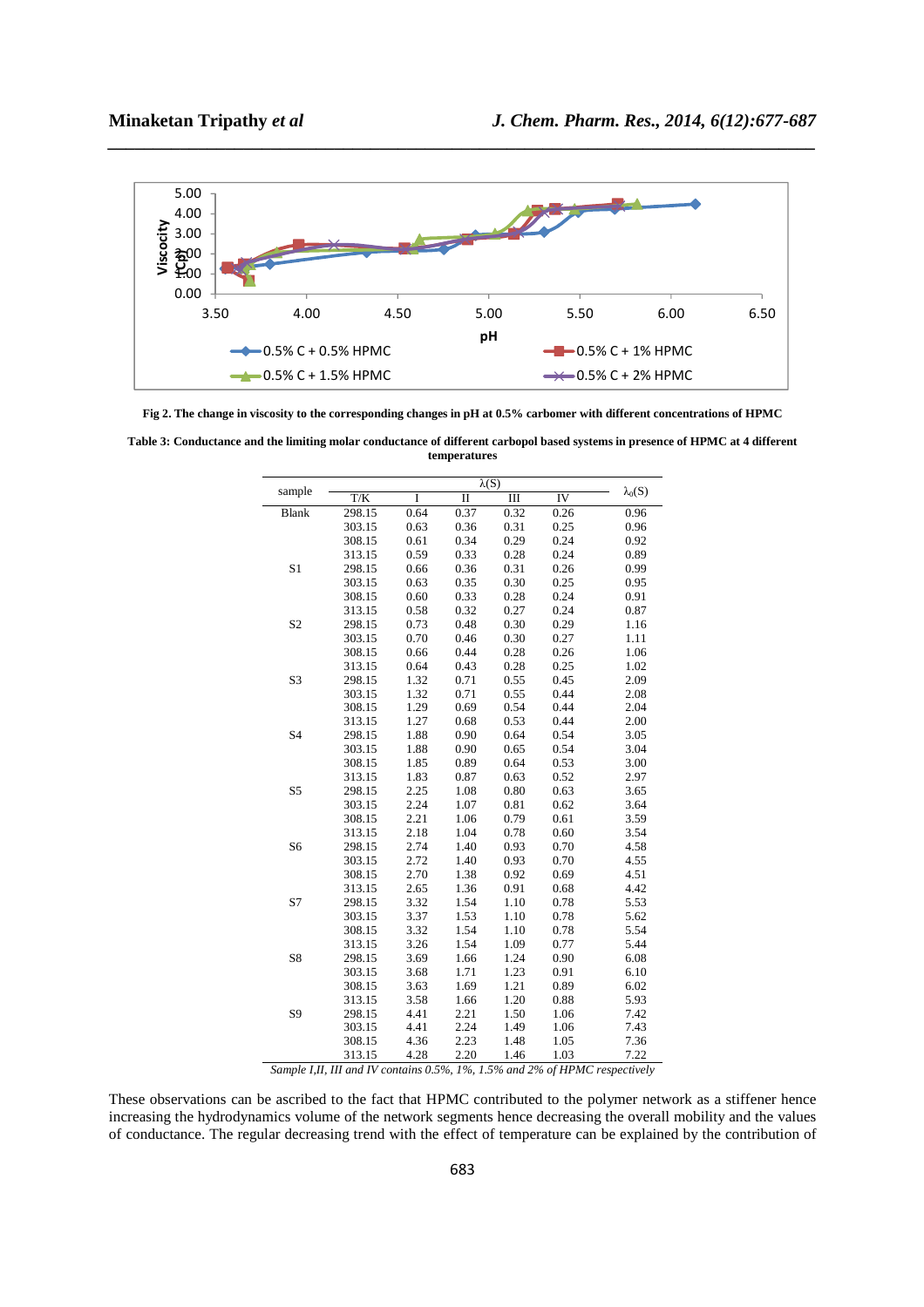Fig 2. The change in viscosity to the corresponding changes in pH at 0.5% carbomer with different concentrations of HPMC

**Table 3: Conductance and the limiting molar conductance of different carbopol based systems in presence of HPMC at 4 different temperatures**

| sample | T/K | $\lambda$(S) I | II | III | IV | $\lambda_0$(S) |
|---|---|---|---|---|---|---|
| Blank | 298.15 | 0.64 | 0.37 | 0.32 | 0.26 | 0.96 |
| | 303.15 | 0.63 | 0.36 | 0.31 | 0.25 | 0.96 |
| | 308.15 | 0.61 | 0.34 | 0.29 | 0.24 | 0.92 |
| | 313.15 | 0.59 | 0.33 | 0.28 | 0.24 | 0.89 |
| S1 | 298.15 | 0.66 | 0.36 | 0.31 | 0.26 | 0.99 |
| | 303.15 | 0.63 | 0.35 | 0.30 | 0.25 | 0.95 |
| | 308.15 | 0.60 | 0.33 | 0.28 | 0.24 | 0.91 |
| | 313.15 | 0.58 | 0.32 | 0.27 | 0.24 | 0.87 |
| S2 | 298.15 | 0.73 | 0.48 | 0.30 | 0.29 | 1.16 |
| | 303.15 | 0.70 | 0.46 | 0.30 | 0.27 | 1.11 |
| | 308.15 | 0.66 | 0.44 | 0.28 | 0.26 | 1.06 |
| | 313.15 | 0.64 | 0.43 | 0.28 | 0.25 | 1.02 |
| S3 | 298.15 | 1.32 | 0.71 | 0.55 | 0.45 | 2.09 |
| | 303.15 | 1.32 | 0.71 | 0.55 | 0.44 | 2.08 |
| | 308.15 | 1.29 | 0.69 | 0.54 | 0.44 | 2.04 |
| | 313.15 | 1.27 | 0.68 | 0.53 | 0.44 | 2.00 |
| S4 | 298.15 | 1.88 | 0.90 | 0.64 | 0.54 | 3.05 |
| | 303.15 | 1.88 | 0.90 | 0.65 | 0.54 | 3.04 |
| | 308.15 | 1.85 | 0.89 | 0.64 | 0.53 | 3.00 |
| | 313.15 | 1.83 | 0.87 | 0.63 | 0.52 | 2.97 |
| S5 | 298.15 | 2.25 | 1.08 | 0.80 | 0.63 | 3.65 |
| | 303.15 | 2.24 | 1.07 | 0.81 | 0.62 | 3.64 |
| | 308.15 | 2.21 | 1.06 | 0.79 | 0.61 | 3.59 |
| | 313.15 | 2.18 | 1.04 | 0.78 | 0.60 | 3.54 |
| S6 | 298.15 | 2.74 | 1.40 | 0.93 | 0.70 | 4.58 |
| | 303.15 | 2.72 | 1.40 | 0.93 | 0.70 | 4.55 |
| | 308.15 | 2.70 | 1.38 | 0.92 | 0.69 | 4.51 |
| | 313.15 | 2.65 | 1.36 | 0.91 | 0.68 | 4.42 |
| S7 | 298.15 | 3.32 | 1.54 | 1.10 | 0.78 | 5.53 |
| | 303.15 | 3.37 | 1.53 | 1.10 | 0.78 | 5.62 |
| | 308.15 | 3.32 | 1.54 | 1.10 | 0.78 | 5.54 |
| | 313.15 | 3.26 | 1.54 | 1.09 | 0.77 | 5.44 |
| S8 | 298.15 | 3.69 | 1.66 | 1.24 | 0.90 | 6.08 |
| | 303.15 | 3.68 | 1.71 | 1.23 | 0.91 | 6.10 |
| | 308.15 | 3.63 | 1.69 | 1.21 | 0.89 | 6.02 |
| | 313.15 | 3.58 | 1.66 | 1.20 | 0.88 | 5.93 |
| S9 | 298.15 | 4.41 | 2.21 | 1.50 | 1.06 | 7.42 |
| | 303.15 | 4.41 | 2.24 | 1.49 | 1.06 | 7.43 |
| | 308.15 | 4.36 | 2.23 | 1.48 | 1.05 | 7.36 |
| | 313.15 | 4.28 | 2.20 | 1.46 | 1.03 | 7.22 |

*Sample I,II, III and IV contains 0.5%, 1%, 1.5% and 2% of HPMC respectively*

These observations can be ascribed to the fact that HPMC contributed to the polymer network as a stiffener hence increasing the hydrodynamics volume of the network segments hence decreasing the overall mobility and the values of conductance. The regular decreasing trend with the effect of temperature can be explained by the contribution of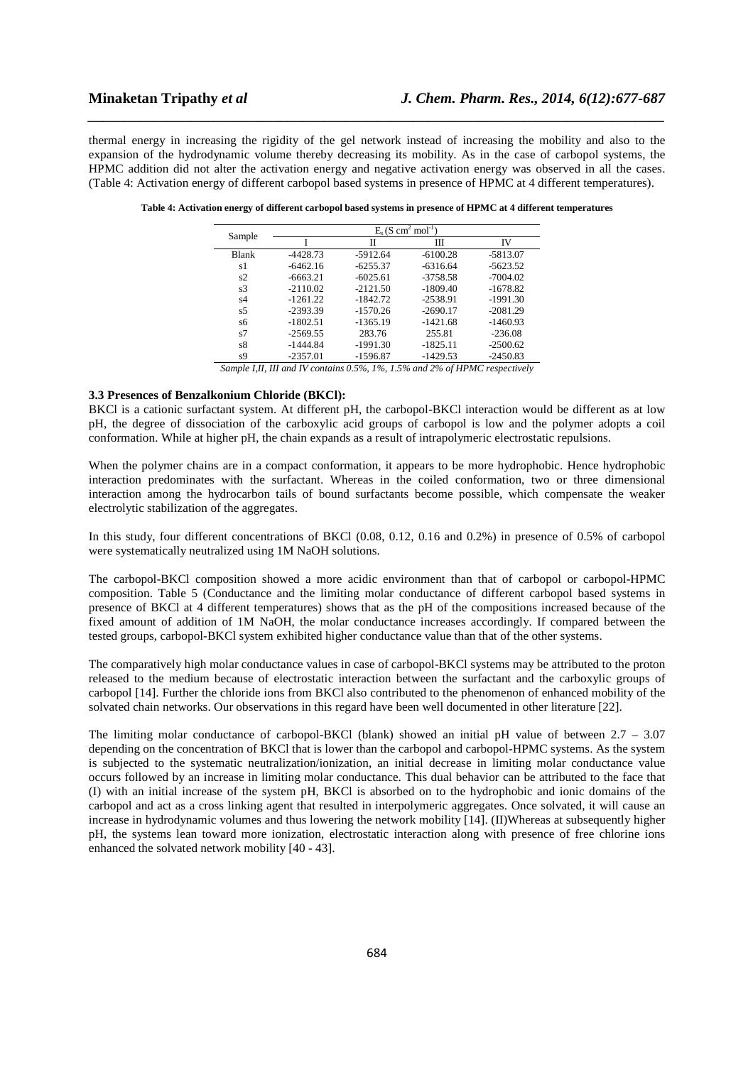thermal energy in increasing the rigidity of the gel network instead of increasing the mobility and also to the expansion of the hydrodynamic volume thereby decreasing its mobility. As in the case of carbopol systems, the HPMC addition did not alter the activation energy and negative activation energy was observed in all the cases. (Table 4: Activation energy of different carbopol based systems in presence of HPMC at 4 different temperatures).

**Table 4: Activation energy of different carbopol based systems in presence of HPMC at 4 different temperatures**

| Sample | $E_s$ (S cm$^2$ mol$^{-1}$) | | | |
|---|---|---|---|---|
| | I | II | III | IV |
| Blank | -4428.73 | -5912.64 | -6100.28 | -5813.07 |
| s1 | -6462.16 | -6255.37 | -6316.64 | -5623.52 |
| s2 | -6663.21 | -6025.61 | -3758.58 | -7004.02 |
| s3 | -2110.02 | -2121.50 | -1809.40 | -1678.82 |
| s4 | -1261.22 | -1842.72 | -2538.91 | -1991.30 |
| s5 | -2393.39 | -1570.26 | -2690.17 | -2081.29 |
| s6 | -1802.51 | -1365.19 | -1421.68 | -1460.93 |
| s7 | -2569.55 | 283.76 | 255.81 | -236.08 |
| s8 | -1444.84 | -1991.30 | -1825.11 | -2500.62 |
| s9 | -2357.01 | -1596.87 | -1429.53 | -2450.83 |

*Sample I,II, III and IV contains 0.5%, 1%, 1.5% and 2% of HPMC respectively*

### 3.3 Presences of Benzalkonium Chloride (BKCl):

BKCl is a cationic surfactant system. At different pH, the carbopol-BKCl interaction would be different as at low pH, the degree of dissociation of the carboxylic acid groups of carbopol is low and the polymer adopts a coil conformation. While at higher pH, the chain expands as a result of intrapolymeric electrostatic repulsions.

When the polymer chains are in a compact conformation, it appears to be more hydrophobic. Hence hydrophobic interaction predominates with the surfactant. Whereas in the coiled conformation, two or three dimensional interaction among the hydrocarbon tails of bound surfactants become possible, which compensate the weaker electrolytic stabilization of the aggregates.

In this study, four different concentrations of BKCl (0.08, 0.12, 0.16 and 0.2%) in presence of 0.5% of carbopol were systematically neutralized using 1M NaOH solutions.

The carbopol-BKCl composition showed a more acidic environment than that of carbopol or carbopol-HPMC composition. Table 5 (Conductance and the limiting molar conductance of different carbopol based systems in presence of BKCl at 4 different temperatures) shows that as the pH of the compositions increased because of the fixed amount of addition of 1M NaOH, the molar conductance increases accordingly. If compared between the tested groups, carbopol-BKCl system exhibited higher conductance value than that of the other systems.

The comparatively high molar conductance values in case of carbopol-BKCl systems may be attributed to the proton released to the medium because of electrostatic interaction between the surfactant and the carboxylic groups of carbopol [14]. Further the chloride ions from BKCl also contributed to the phenomenon of enhanced mobility of the solvated chain networks. Our observations in this regard have been well documented in other literature [22].

The limiting molar conductance of carbopol-BKCl (blank) showed an initial pH value of between 2.7 – 3.07 depending on the concentration of BKCl that is lower than the carbopol and carbopol-HPMC systems. As the system is subjected to the systematic neutralization/ionization, an initial decrease in limiting molar conductance value occurs followed by an increase in limiting molar conductance. This dual behavior can be attributed to the face that (I) with an initial increase of the system pH, BKCl is absorbed on to the hydrophobic and ionic domains of the carbopol and act as a cross linking agent that resulted in interpolymeric aggregates. Once solvated, it will cause an increase in hydrodynamic volumes and thus lowering the network mobility [14]. (II)Whereas at subsequently higher pH, the systems lean toward more ionization, electrostatic interaction along with presence of free chlorine ions enhanced the solvated network mobility [40 - 43].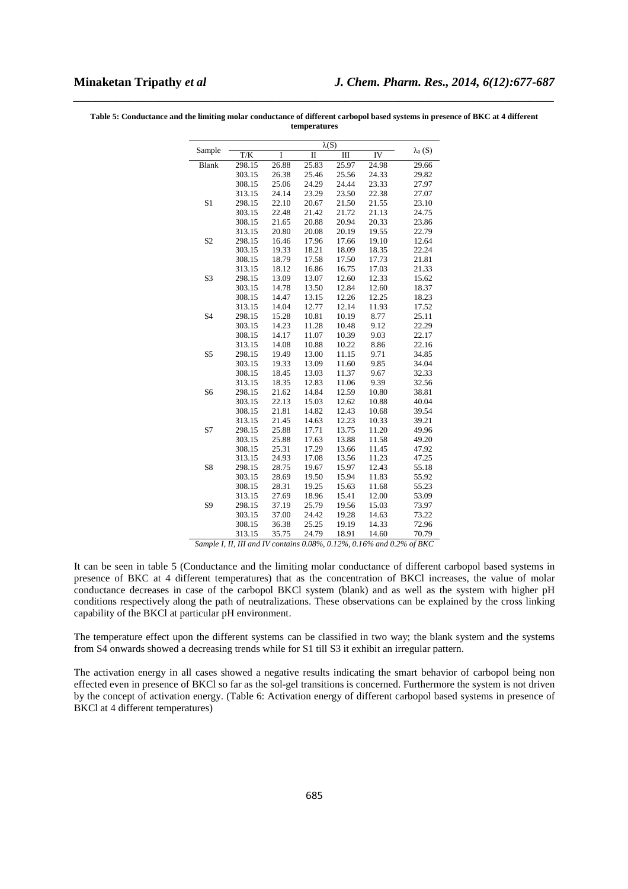**Table 5: Conductance and the limiting molar conductance of different carbopol based systems in presence of BKC at 4 different temperatures**

| Sample | λ(S) | | | | | $\lambda_0$ (S) |
|---|---|---|---|---|---|---|
| | T/K | I | II | III | IV | |
| Blank | 298.15 | 26.88 | 25.83 | 25.97 | 24.98 | 29.66 |
| | 303.15 | 26.38 | 25.46 | 25.56 | 24.33 | 29.82 |
| | 308.15 | 25.06 | 24.29 | 24.44 | 23.33 | 27.97 |
| | 313.15 | 24.14 | 23.29 | 23.50 | 22.38 | 27.07 |
| S1 | 298.15 | 22.10 | 20.67 | 21.50 | 21.55 | 23.10 |
| | 303.15 | 22.48 | 21.42 | 21.72 | 21.13 | 24.75 |
| | 308.15 | 21.65 | 20.88 | 20.94 | 20.33 | 23.86 |
| | 313.15 | 20.80 | 20.08 | 20.19 | 19.55 | 22.79 |
| S2 | 298.15 | 16.46 | 17.96 | 17.66 | 19.10 | 12.64 |
| | 303.15 | 19.33 | 18.21 | 18.09 | 18.35 | 22.24 |
| | 308.15 | 18.79 | 17.58 | 17.50 | 17.73 | 21.81 |
| | 313.15 | 18.12 | 16.86 | 16.75 | 17.03 | 21.33 |
| S3 | 298.15 | 13.09 | 13.07 | 12.60 | 12.33 | 15.62 |
| | 303.15 | 14.78 | 13.50 | 12.84 | 12.60 | 18.37 |
| | 308.15 | 14.47 | 13.15 | 12.26 | 12.25 | 18.23 |
| | 313.15 | 14.04 | 12.77 | 12.14 | 11.93 | 17.52 |
| S4 | 298.15 | 15.28 | 10.81 | 10.19 | 8.77 | 25.11 |
| | 303.15 | 14.23 | 11.28 | 10.48 | 9.12 | 22.29 |
| | 308.15 | 14.17 | 11.07 | 10.39 | 9.03 | 22.17 |
| | 313.15 | 14.08 | 10.88 | 10.22 | 8.86 | 22.16 |
| S5 | 298.15 | 19.49 | 13.00 | 11.15 | 9.71 | 34.85 |
| | 303.15 | 19.33 | 13.09 | 11.60 | 9.85 | 34.04 |
| | 308.15 | 18.45 | 13.03 | 11.37 | 9.67 | 32.33 |
| | 313.15 | 18.35 | 12.83 | 11.06 | 9.39 | 32.56 |
| S6 | 298.15 | 21.62 | 14.84 | 12.59 | 10.80 | 38.81 |
| | 303.15 | 22.13 | 15.03 | 12.62 | 10.88 | 40.04 |
| | 308.15 | 21.81 | 14.82 | 12.43 | 10.68 | 39.54 |
| | 313.15 | 21.45 | 14.63 | 12.23 | 10.33 | 39.21 |
| S7 | 298.15 | 25.88 | 17.71 | 13.75 | 11.20 | 49.96 |
| | 303.15 | 25.88 | 17.63 | 13.88 | 11.58 | 49.20 |
| | 308.15 | 25.31 | 17.29 | 13.66 | 11.45 | 47.92 |
| | 313.15 | 24.93 | 17.08 | 13.56 | 11.23 | 47.25 |
| S8 | 298.15 | 28.75 | 19.67 | 15.97 | 12.43 | 55.18 |
| | 303.15 | 28.69 | 19.50 | 15.94 | 11.83 | 55.92 |
| | 308.15 | 28.31 | 19.25 | 15.63 | 11.68 | 55.23 |
| | 313.15 | 27.69 | 18.96 | 15.41 | 12.00 | 53.09 |
| S9 | 298.15 | 37.19 | 25.79 | 19.56 | 15.03 | 73.97 |
| | 303.15 | 37.00 | 24.42 | 19.28 | 14.63 | 73.22 |
| | 308.15 | 36.38 | 25.25 | 19.19 | 14.33 | 72.96 |
| | 313.15 | 35.75 | 24.79 | 18.91 | 14.60 | 70.79 |

*Sample I, II, III and IV contains 0.08%, 0.12%, 0.16% and 0.2% of BKC*

It can be seen in table 5 (Conductance and the limiting molar conductance of different carbopol based systems in presence of BKC at 4 different temperatures) that as the concentration of BKCl increases, the value of molar conductance decreases in case of the carbopol BKCl system (blank) and as well as the system with higher pH conditions respectively along the path of neutralizations. These observations can be explained by the cross linking capability of the BKCl at particular pH environment.

The temperature effect upon the different systems can be classified in two way; the blank system and the systems from S4 onwards showed a decreasing trends while for S1 till S3 it exhibit an irregular pattern.

The activation energy in all cases showed a negative results indicating the smart behavior of carbopol being non effected even in presence of BKCl so far as the sol-gel transitions is concerned. Furthermore the system is not driven by the concept of activation energy. (Table 6: Activation energy of different carbopol based systems in presence of BKCl at 4 different temperatures)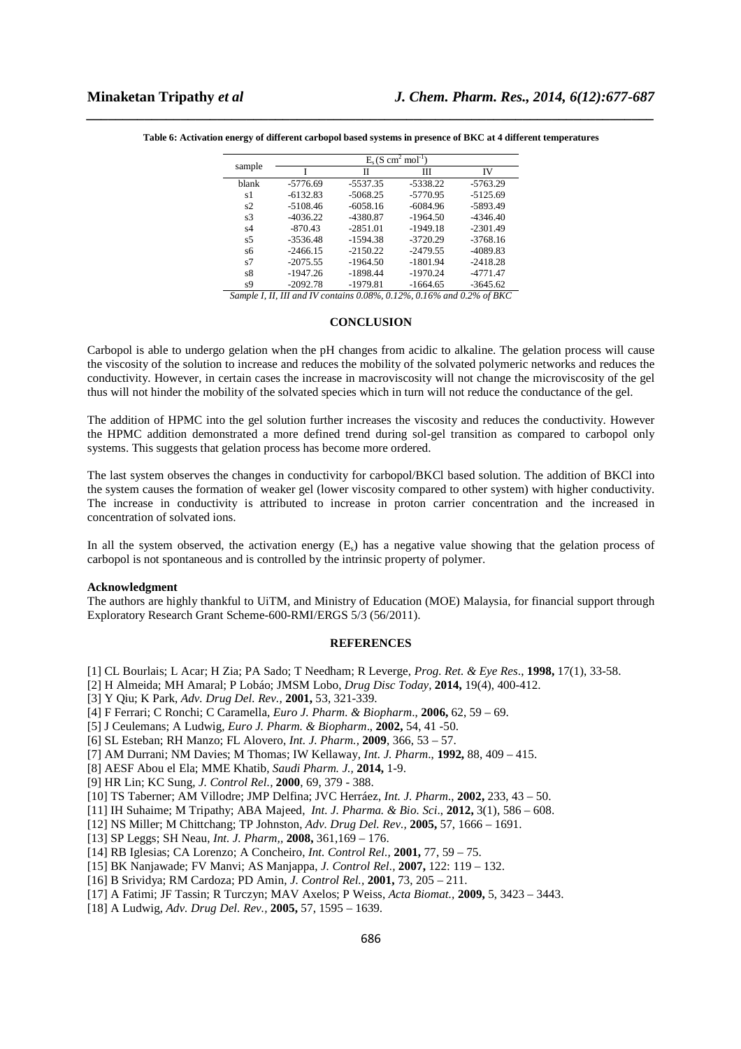**Table 6: Activation energy of different carbopol based systems in presence of BKC at 4 different temperatures**

| sample | $E_s$ (S cm$^2$ mol$^{-1}$) | | | |
|---|---|---|---|---|
| | I | II | III | IV |
| blank | -5776.69 | -5537.35 | -5338.22 | -5763.29 |
| s1 | -6132.83 | -5068.25 | -5770.95 | -5125.69 |
| s2 | -5108.46 | -6058.16 | -6084.96 | -5893.49 |
| s3 | -4036.22 | -4380.87 | -1964.50 | -4346.40 |
| s4 | -870.43 | -2851.01 | -1949.18 | -2301.49 |
| s5 | -3536.48 | -1594.38 | -3720.29 | -3768.16 |
| s6 | -2466.15 | -2150.22 | -2479.55 | -4089.83 |
| s7 | -2075.55 | -1964.50 | -1801.94 | -2418.28 |
| s8 | -1947.26 | -1898.44 | -1970.24 | -4771.47 |
| s9 | -2092.78 | -1979.81 | -1664.65 | -3645.62 |

*Sample I, II, III and IV contains 0.08%, 0.12%, 0.16% and 0.2% of BKC*

## CONCLUSION

Carbopol is able to undergo gelation when the pH changes from acidic to alkaline. The gelation process will cause the viscosity of the solution to increase and reduces the mobility of the solvated polymeric networks and reduces the conductivity. However, in certain cases the increase in macroviscosity will not change the microviscosity of the gel thus will not hinder the mobility of the solvated species which in turn will not reduce the conductance of the gel.

The addition of HPMC into the gel solution further increases the viscosity and reduces the conductivity. However the HPMC addition demonstrated a more defined trend during sol-gel transition as compared to carbopol only systems. This suggests that gelation process has become more ordered.

The last system observes the changes in conductivity for carbopol/BKCl based solution. The addition of BKCl into the system causes the formation of weaker gel (lower viscosity compared to other system) with higher conductivity. The increase in conductivity is attributed to increase in proton carrier concentration and the increased in concentration of solvated ions.

In all the system observed, the activation energy ($E_s$) has a negative value showing that the gelation process of carbopol is not spontaneous and is controlled by the intrinsic property of polymer.

### Acknowledgment

The authors are highly thankful to UiTM, and Ministry of Education (MOE) Malaysia, for financial support through Exploratory Research Grant Scheme-600-RMI/ERGS 5/3 (56/2011).

## REFERENCES

[1] CL Bourlais; L Acar; H Zia; PA Sado; T Needham; R Leverge, *Prog. Ret. & Eye Res*., **1998,** 17(1), 33-58.
[2] H Almeida; MH Amaral; P Lobáo; JMSM Lobo, *Drug Disc Today*, **2014,** 19(4), 400-412.
[3] Y Qiu; K Park, *Adv. Drug Del. Rev.,* **2001,** 53, 321-339.
[4] F Ferrari; C Ronchi; C Caramella, *Euro J. Pharm. & Biopharm*., **2006,** 62, 59 – 69.
[5] J Ceulemans; A Ludwig, *Euro J. Pharm. & Biopharm*., **2002,** 54, 41 -50.
[6] SL Esteban; RH Manzo; FL Alovero, *Int. J. Pharm.,* **2009**, 366, 53 – 57.
[7] AM Durrani; NM Davies; M Thomas; IW Kellaway, *Int. J. Pharm*., **1992,** 88, 409 – 415.
[8] AESF Abou el Ela; MME Khatib, *Saudi Pharm. J.,* **2014,** 1-9.
[9] HR Lin; KC Sung, *J. Control Rel.,* **2000**, 69, 379 - 388.
[10] TS Taberner; AM Villodre; JMP Delfina; JVC Herráez, *Int. J. Pharm*., **2002,** 233, 43 – 50.
[11] IH Suhaime; M Tripathy; ABA Majeed, *Int. J. Pharma. & Bio. Sci*., **2012,** 3(1), 586 – 608.
[12] NS Miller; M Chittchang; TP Johnston, *Adv. Drug Del. Rev.,* **2005,** 57, 1666 – 1691.
[13] SP Leggs; SH Neau, *Int. J. Pharm,*, **2008,** 361,169 – 176.
[14] RB Iglesias; CA Lorenzo; A Concheiro, *Int. Control Rel.,* **2001,** 77, 59 – 75.
[15] BK Nanjawade; FV Manvi; AS Manjappa, *J. Control Rel*., **2007,** 122: 119 – 132.
[16] B Srividya; RM Cardoza; PD Amin, *J. Control Rel.,* **2001,** 73, 205 – 211.
[17] A Fatimi; JF Tassin; R Turczyn; MAV Axelos; P Weiss, *Acta Biomat.,* **2009,** 5, 3423 – 3443.
[18] A Ludwig, *Adv. Drug Del. Rev.,* **2005,** 57, 1595 – 1639.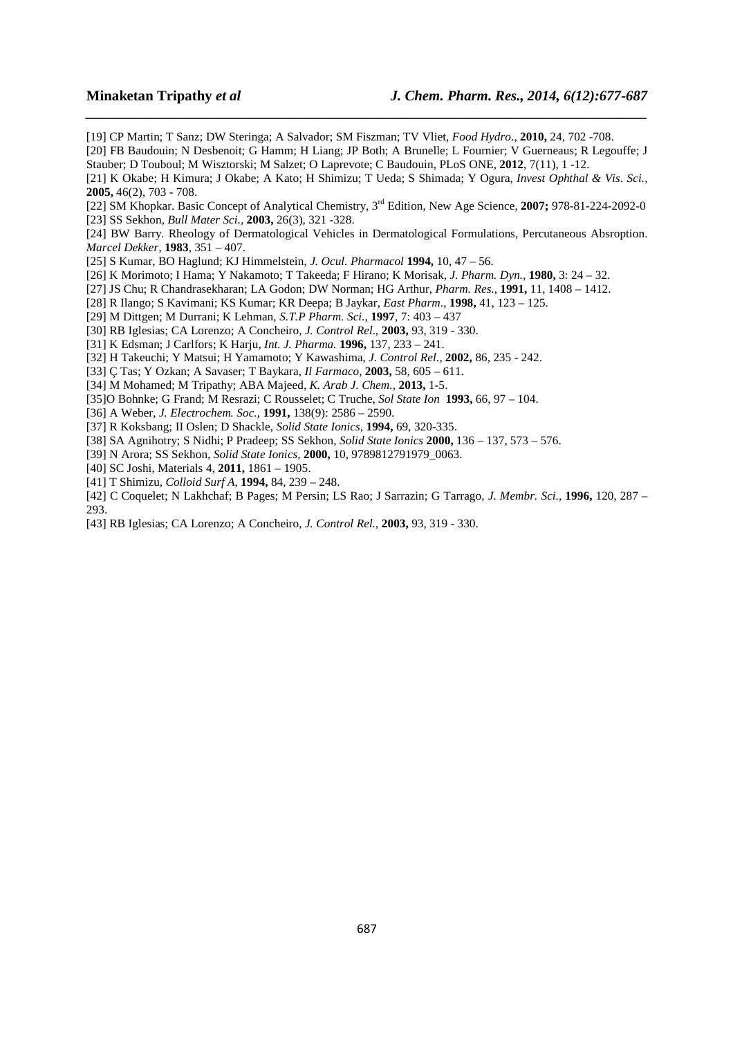[19] CP Martin; T Sanz; DW Steringa; A Salvador; SM Fiszman; TV Vliet, *Food Hydro*., **2010,** 24, 702 -708.

[20] FB Baudouin; N Desbenoit; G Hamm; H Liang; JP Both; A Brunelle; L Fournier; V Guerneaus; R Legouffe; J Stauber; D Touboul; M Wisztorski; M Salzet; O Laprevote; C Baudouin, PLoS ONE, **2012**, 7(11), 1 -12.

[21] K Okabe; H Kimura; J Okabe; A Kato; H Shimizu; T Ueda; S Shimada; Y Ogura, *Invest Ophthal & Vis. Sci.*, **2005,** 46(2), 703 - 708.

[22] SM Khopkar. Basic Concept of Analytical Chemistry, 3rd Edition, New Age Science, **2007;** 978-81-224-2092-0

[23] SS Sekhon, *Bull Mater Sci.*, **2003,** 26(3), 321 -328.

[24] BW Barry. Rheology of Dermatological Vehicles in Dermatological Formulations, Percutaneous Absroption. *Marcel Dekker*, **1983**, 351 – 407.

[25] S Kumar, BO Haglund; KJ Himmelstein, *J. Ocul. Pharmacol* **1994,** 10, 47 – 56.

[26] K Morimoto; I Hama; Y Nakamoto; T Takeeda; F Hirano; K Morisak, *J. Pharm. Dyn.*, **1980,** 3: 24 – 32.

[27] JS Chu; R Chandrasekharan; LA Godon; DW Norman; HG Arthur, *Pharm. Res.*, **1991,** 11, 1408 – 1412.

[28] R Ilango; S Kavimani; KS Kumar; KR Deepa; B Jaykar, *East Pharm*., **1998,** 41, 123 – 125.

[29] M Dittgen; M Durrani; K Lehman, *S.T.P Pharm. Sci.*, **1997**, 7: 403 – 437

[30] RB Iglesias; CA Lorenzo; A Concheiro, *J. Control Rel*., **2003,** 93, 319 - 330.

[31] K Edsman; J Carlfors; K Harju, *Int. J. Pharma.* **1996,** 137, 233 – 241.

[32] H Takeuchi; Y Matsui; H Yamamoto; Y Kawashima, *J. Control Rel.,* **2002,** 86, 235 - 242.

[33] Ç Tas; Y Ozkan; A Savaser; T Baykara, *Il Farmaco,* **2003,** 58, 605 – 611.

[34] M Mohamed; M Tripathy; ABA Majeed, *K. Arab J. Chem.*, **2013,** 1-5.

[35]O Bohnke; G Frand; M Resrazi; C Rousselet; C Truche, *Sol State Ion* **1993,** 66, 97 – 104.

[36] A Weber, *J. Electrochem. Soc.*, **1991,** 138(9): 2586 – 2590.

[37] R Koksbang; II Oslen; D Shackle, *Solid State Ionics,* **1994,** 69, 320-335.

[38] SA Agnihotry; S Nidhi; P Pradeep; SS Sekhon, *Solid State Ionics* **2000,** 136 – 137, 573 – 576.

[39] N Arora; SS Sekhon, *Solid State Ionics,* **2000,** 10, 9789812791979_0063.

[40] SC Joshi, Materials 4, **2011,** 1861 – 1905.

[41] T Shimizu, *Colloid Surf A*, **1994,** 84, 239 – 248.

[42] C Coquelet; N Lakhchaf; B Pages; M Persin; LS Rao; J Sarrazin; G Tarrago, *J. Membr. Sci.*, **1996,** 120, 287 – 293.

[43] RB Iglesias; CA Lorenzo; A Concheiro, *J. Control Rel.*, **2003,** 93, 319 - 330.